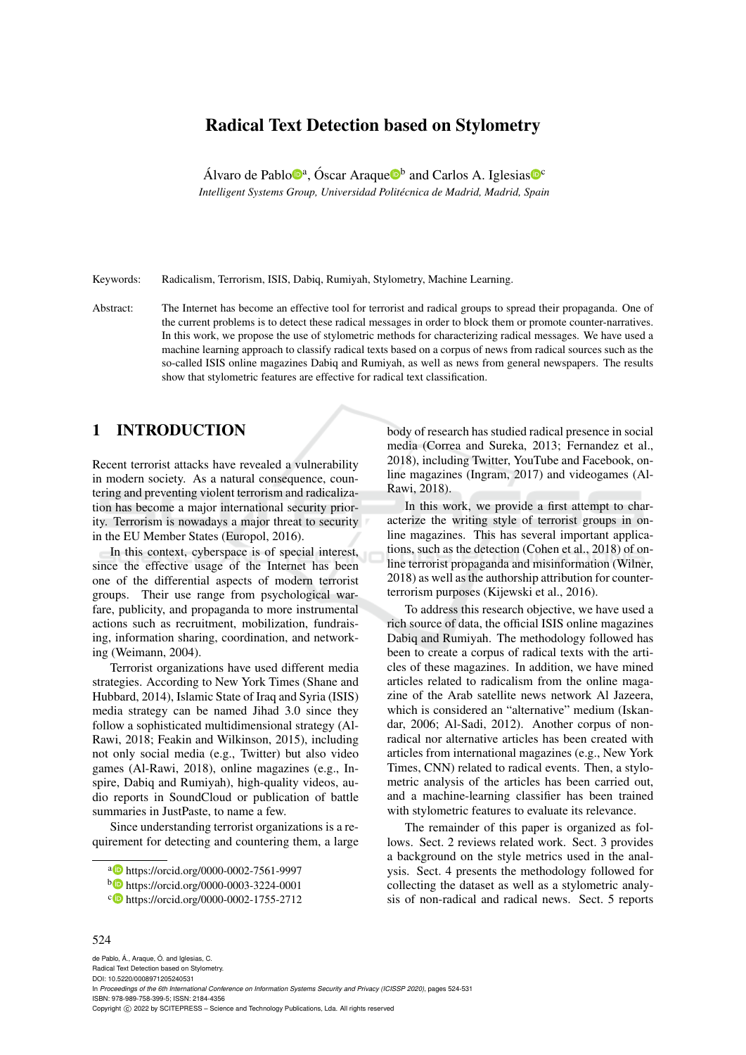# Radical Text Detection based on Stylometry

Álvaro de Pablo[a], Óscar Araque[b] and Carlos A. Iglesias[c]

*Intelligent Systems Group, Universidad Politécnica de Madrid, Madrid, Spain*

Keywords: Radicalism, Terrorism, ISIS, Dabiq, Rumiyah, Stylometry, Machine Learning.

Abstract: The Internet has become an effective tool for terrorist and radical groups to spread their propaganda. One of the current problems is to detect these radical messages in order to block them or promote counter-narratives. In this work, we propose the use of stylometric methods for characterizing radical messages. We have used a machine learning approach to classify radical texts based on a corpus of news from radical sources such as the so-called ISIS online magazines Dabiq and Rumiyah, as well as news from general newspapers. The results show that stylometric features are effective for radical text classification.

## 1 INTRODUCTION

Recent terrorist attacks have revealed a vulnerability in modern society. As a natural consequence, countering and preventing violent terrorism and radicalization has become a major international security priority. Terrorism is nowadays a major threat to security in the EU Member States (Europol, 2016).

In this context, cyberspace is of special interest, since the effective usage of the Internet has been one of the differential aspects of modern terrorist groups. Their use range from psychological warfare, publicity, and propaganda to more instrumental actions such as recruitment, mobilization, fundraising, information sharing, coordination, and networking (Weimann, 2004).

Terrorist organizations have used different media strategies. According to New York Times (Shane and Hubbard, 2014), Islamic State of Iraq and Syria (ISIS) media strategy can be named Jihad 3.0 since they follow a sophisticated multidimensional strategy (Al-Rawi, 2018; Feakin and Wilkinson, 2015), including not only social media (e.g., Twitter) but also video games (Al-Rawi, 2018), online magazines (e.g., Inspire, Dabiq and Rumiyah), high-quality videos, audio reports in SoundCloud or publication of battle summaries in JustPaste, to name a few.

Since understanding terrorist organizations is a requirement for detecting and countering them, a large body of research has studied radical presence in social media (Correa and Sureka, 2013; Fernandez et al., 2018), including Twitter, YouTube and Facebook, online magazines (Ingram, 2017) and videogames (Al-Rawi, 2018).

In this work, we provide a first attempt to characterize the writing style of terrorist groups in online magazines. This has several important applications, such as the detection (Cohen et al., 2018) of online terrorist propaganda and misinformation (Wilner, 2018) as well as the authorship attribution for counter-terrorism purposes (Kijewski et al., 2016).

To address this research objective, we have used a rich source of data, the official ISIS online magazines Dabiq and Rumiyah. The methodology followed has been to create a corpus of radical texts with the articles of these magazines. In addition, we have mined articles related to radicalism from the online magazine of the Arab satellite news network Al Jazeera, which is considered an "alternative" medium (Iskandar, 2006; Al-Sadi, 2012). Another corpus of non-radical nor alternative articles has been created with articles from international magazines (e.g., New York Times, CNN) related to radical events. Then, a stylometric analysis of the articles has been carried out, and a machine-learning classifier has been trained with stylometric features to evaluate its relevance.

The remainder of this paper is organized as follows. Sect. 2 reviews related work. Sect. 3 provides a background on the style metrics used in the analysis. Sect. 4 presents the methodology followed for collecting the dataset as well as a stylometric analysis of non-radical and radical news. Sect. 5 reports

[a] https://orcid.org/0000-0002-7561-9997
[b] https://orcid.org/0000-0003-3224-0001
[c] https://orcid.org/0000-0002-1755-2712

de Pablo, Á., Araque, Ó. and Iglesias, C.
Radical Text Detection based on Stylometry.
DOI: 10.5220/0008971205240531
In *Proceedings of the 6th International Conference on Information Systems Security and Privacy (ICISSP 2020)*, pages 524-531
ISBN: 978-989-758-399-5; ISSN: 2184-4356
Copyright © 2022 by SCITEPRESS – Science and Technology Publications, Lda. All rights reserved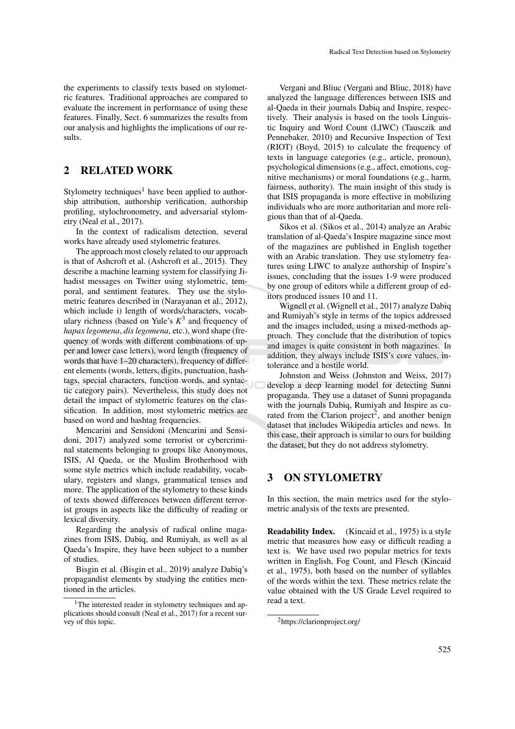the experiments to classify texts based on stylometric features. Traditional approaches are compared to evaluate the increment in performance of using these features. Finally, Sect. 6 summarizes the results from our analysis and highlights the implications of our results.

## 2 RELATED WORK

Stylometry techniques[1] have been applied to authorship attribution, authorship verification, authorship profiling, stylochronometry, and adversarial stylometry (Neal et al., 2017).

In the context of radicalism detection, several works have already used stylometric features.

The approach most closely related to our approach is that of Ashcroft et al. (Ashcroft et al., 2015). They describe a machine learning system for classifying Jihadist messages on Twitter using stylometric, temporal, and sentiment features. They use the stylometric features described in (Narayanan et al., 2012), which include i) length of words/characters, vocabulary richness (based on Yule's $K^3$ and frequency of *hapax legomena*, *dis legomena*, etc.), word shape (frequency of words with different combinations of upper and lower case letters), word length (frequency of words that have 1–20 characters), frequency of different elements (words, letters, digits, punctuation, hashtags, special characters, function words, and syntactic category pairs). Nevertheless, this study does not detail the impact of stylometric features on the classification. In addition, most stylometric metrics are based on word and hashtag frequencies.

Mencarini and Sensidoni (Mencarini and Sensidoni, 2017) analyzed some terrorist or cybercriminal statements belonging to groups like Anonymous, ISIS, Al Qaeda, or the Muslim Brotherhood with some style metrics which include readability, vocabulary, registers and slangs, grammatical tenses and more. The application of the stylometry to these kinds of texts showed differences between different terrorist groups in aspects like the difficulty of reading or lexical diversity.

Regarding the analysis of radical online magazines from ISIS, Dabiq, and Rumiyah, as well as al Qaeda's Inspire, they have been subject to a number of studies.

Bisgin et al. (Bisgin et al., 2019) analyze Dabiq's propagandist elements by studying the entities mentioned in the articles.

[1] The interested reader in stylometry techniques and applications should consult (Neal et al., 2017) for a recent survey of this topic.

Vergani and Bliuc (Vergani and Bliuc, 2018) have analyzed the language differences between ISIS and al-Qaeda in their journals Dabiq and Inspire, respectively. Their analysis is based on the tools Linguistic Inquiry and Word Count (LIWC) (Tausczik and Pennebaker, 2010) and Recursive Inspection of Text (RIOT) (Boyd, 2015) to calculate the frequency of texts in language categories (e.g., article, pronoun), psychological dimensions (e.g., affect, emotions, cognitive mechanisms) or moral foundations (e.g., harm, fairness, authority). The main insight of this study is that ISIS propaganda is more effective in mobilizing individuals who are more authoritarian and more religious than that of al-Qaeda.

Sikos et al. (Sikos et al., 2014) analyze an Arabic translation of al-Qaeda's Inspire magazine since most of the magazines are published in English together with an Arabic translation. They use stylometry features using LIWC to analyze authorship of Inspire's issues, concluding that the issues 1-9 were produced by one group of editors while a different group of editors produced issues 10 and 11.

Wignell et al. (Wignell et al., 2017) analyze Dabiq and Rumiyah's style in terms of the topics addressed and the images included, using a mixed-methods approach. They conclude that the distribution of topics and images is quite consistent in both magazines. In addition, they always include ISIS's core values, intolerance and a hostile world.

Johnston and Weiss (Johnston and Weiss, 2017) develop a deep learning model for detecting Sunni propaganda. They use a dataset of Sunni propaganda with the journals Dabiq, Rumiyah and Inspire as curated from the Clarion project[2], and another benign dataset that includes Wikipedia articles and news. In this case, their approach is similar to ours for building the dataset, but they do not address stylometry.

## 3 ON STYLOMETRY

In this section, the main metrics used for the stylometric analysis of the texts are presented.

**Readability Index.** (Kincaid et al., 1975) is a style metric that measures how easy or difficult reading a text is. We have used two popular metrics for texts written in English, Fog Count, and Flesch (Kincaid et al., 1975), both based on the number of syllables of the words within the text. These metrics relate the value obtained with the US Grade Level required to read a text.

[2] https://clarionproject.org/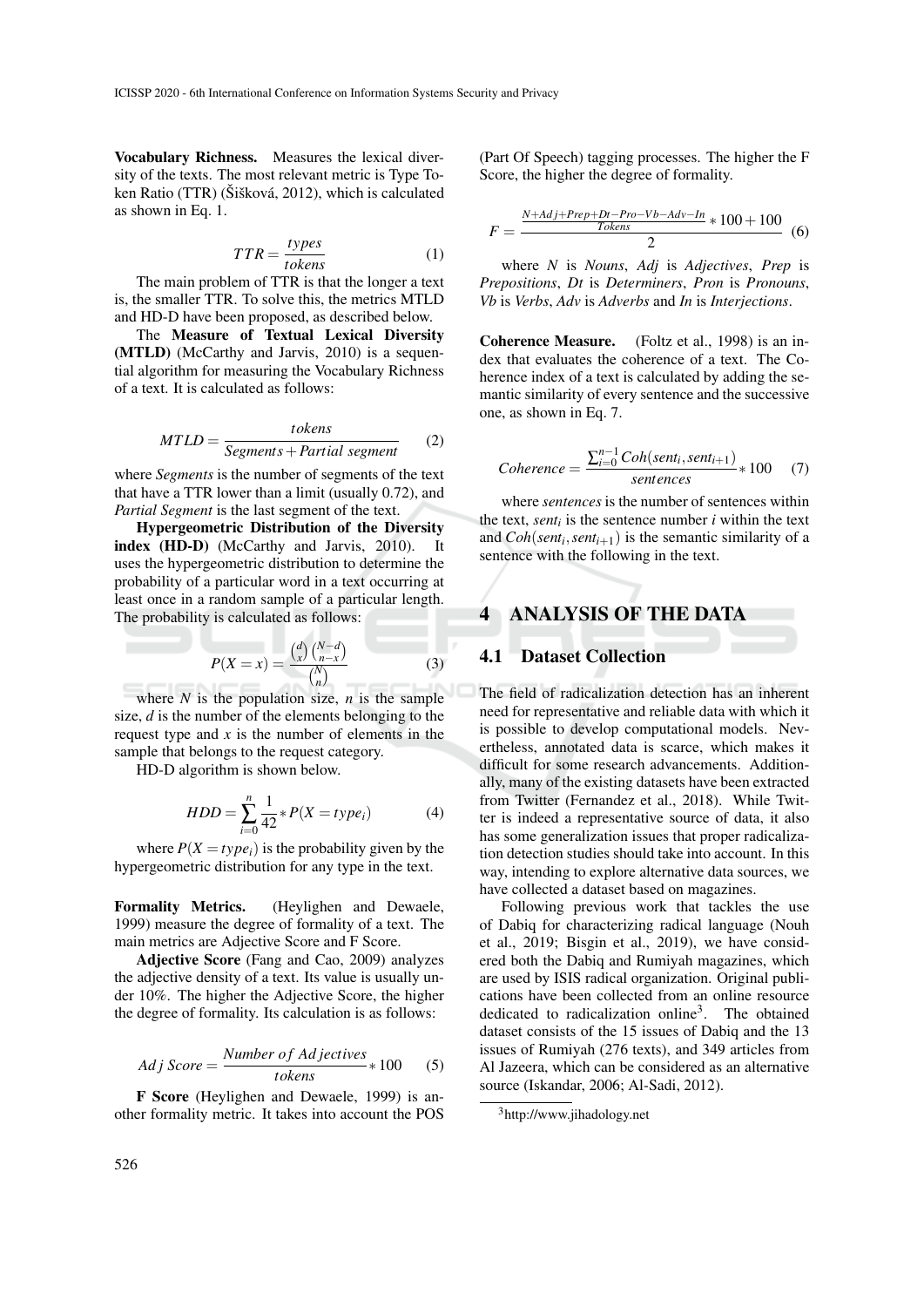**Vocabulary Richness.** Measures the lexical diversity of the texts. The most relevant metric is Type Token Ratio (TTR) (Šišková, 2012), which is calculated as shown in Eq. 1.

$$TTR = \frac{types}{tokens} \quad (1)$$

The main problem of TTR is that the longer a text is, the smaller TTR. To solve this, the metrics MTLD and HD-D have been proposed, as described below.

The **Measure of Textual Lexical Diversity (MTLD)** (McCarthy and Jarvis, 2010) is a sequential algorithm for measuring the Vocabulary Richness of a text. It is calculated as follows:

$$MTLD = \frac{tokens}{Segments + Partial\ segment} \quad (2)$$

where *Segments* is the number of segments of the text that have a TTR lower than a limit (usually 0.72), and *Partial Segment* is the last segment of the text.

**Hypergeometric Distribution of the Diversity index (HD-D)** (McCarthy and Jarvis, 2010). It uses the hypergeometric distribution to determine the probability of a particular word in a text occurring at least once in a random sample of a particular length. The probability is calculated as follows:

$$P(X = x) = \frac{\binom{d}{x}\binom{N-d}{n-x}}{\binom{N}{n}} \quad (3)$$

where $N$ is the population size, $n$ is the sample size, $d$ is the number of the elements belonging to the request type and $x$ is the number of elements in the sample that belongs to the request category.

HD-D algorithm is shown below.

$$HDD = \sum_{i=0}^{n} \frac{1}{42} * P(X = type_i) \quad (4)$$

where $P(X = type_i)$ is the probability given by the hypergeometric distribution for any type in the text.

**Formality Metrics.** (Heylighen and Dewaele, 1999) measure the degree of formality of a text. The main metrics are Adjective Score and F Score.

**Adjective Score** (Fang and Cao, 2009) analyzes the adjective density of a text. Its value is usually under 10%. The higher the Adjective Score, the higher the degree of formality. Its calculation is as follows:

$$Adj\ Score = \frac{Number\ of\ Adjectives}{tokens} * 100 \quad (5)$$

**F Score** (Heylighen and Dewaele, 1999) is another formality metric. It takes into account the POS (Part Of Speech) tagging processes. The higher the F Score, the higher the degree of formality.

$$F = \frac{\frac{N + Adj + Prep + Dt - Pro - Vb - Adv - In}{Tokens} * 100 + 100}{2} \quad (6)$$

where *N* is *Nouns*, *Adj* is *Adjectives*, *Prep* is *Prepositions*, *Dt* is *Determiners*, *Pron* is *Pronouns*, *Vb* is *Verbs*, *Adv* is *Adverbs* and *In* is *Interjections*.

**Coherence Measure.** (Foltz et al., 1998) is an index that evaluates the coherence of a text. The Coherence index of a text is calculated by adding the semantic similarity of every sentence and the successive one, as shown in Eq. 7.

$$Coherence = \frac{\sum_{i=0}^{n-1} Coh(sent_i, sent_{i+1})}{sentences} * 100 \quad (7)$$

where *sentences* is the number of sentences within the text, $sent_i$ is the sentence number $i$ within the text and $Coh(sent_i, sent_{i+1})$ is the semantic similarity of a sentence with the following in the text.

# 4 ANALYSIS OF THE DATA

## 4.1 Dataset Collection

The field of radicalization detection has an inherent need for representative and reliable data with which it is possible to develop computational models. Nevertheless, annotated data is scarce, which makes it difficult for some research advancements. Additionally, many of the existing datasets have been extracted from Twitter (Fernandez et al., 2018). While Twitter is indeed a representative source of data, it also has some generalization issues that proper radicalization detection studies should take into account. In this way, intending to explore alternative data sources, we have collected a dataset based on magazines.

Following previous work that tackles the use of Dabiq for characterizing radical language (Nouh et al., 2019; Bisgin et al., 2019), we have considered both the Dabiq and Rumiyah magazines, which are used by ISIS radical organization. Original publications have been collected from an online resource dedicated to radicalization online[3]. The obtained dataset consists of the 15 issues of Dabiq and the 13 issues of Rumiyah (276 texts), and 349 articles from Al Jazeera, which can be considered as an alternative source (Iskandar, 2006; Al-Sadi, 2012).

[3] http://www.jihadology.net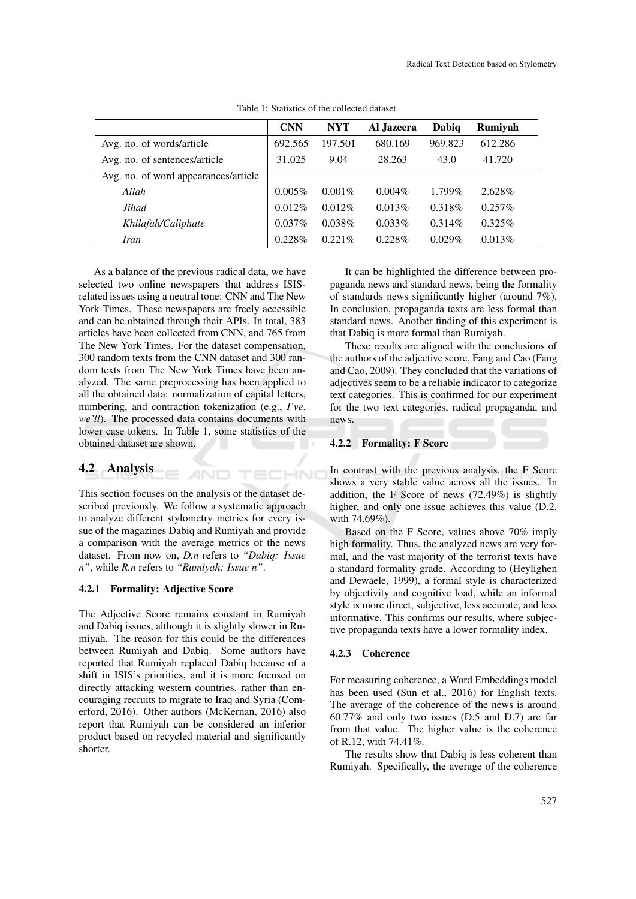Table 1: Statistics of the collected dataset.

| | CNN | NYT | Al Jazeera | Dabiq | Rumiyah |
|---|---|---|---|---|---|
| Avg. no. of words/article | 692.565 | 197.501 | 680.169 | 969.823 | 612.286 |
| Avg. no. of sentences/article | 31.025 | 9.04 | 28.263 | 43.0 | 41.720 |
| Avg. no. of word appearances/article | | | | | |
| *Allah* | 0.005% | 0.001% | 0.004% | 1.799% | 2.628% |
| *Jihad* | 0.012% | 0.012% | 0.013% | 0.318% | 0.257% |
| *Khilafah/Caliphate* | 0.037% | 0.038% | 0.033% | 0.314% | 0.325% |
| *Iran* | 0.228% | 0.221% | 0.228% | 0.029% | 0.013% |

As a balance of the previous radical data, we have selected two online newspapers that address ISIS-related issues using a neutral tone: CNN and The New York Times. These newspapers are freely accessible and can be obtained through their APIs. In total, 383 articles have been collected from CNN, and 765 from The New York Times. For the dataset compensation, 300 random texts from the CNN dataset and 300 random texts from The New York Times have been analyzed. The same preprocessing has been applied to all the obtained data: normalization of capital letters, numbering, and contraction tokenization (e.g., *I've*, *we'll*). The processed data contains documents with lower case tokens. In Table 1, some statistics of the obtained dataset are shown.

## 4.2 Analysis

This section focuses on the analysis of the dataset described previously. We follow a systematic approach to analyze different stylometry metrics for every issue of the magazines Dabiq and Rumiyah and provide a comparison with the average metrics of the news dataset. From now on, *D.n* refers to *"Dabiq: Issue n"*, while *R.n* refers to *"Rumiyah: Issue n"*.

### 4.2.1 Formality: Adjective Score

The Adjective Score remains constant in Rumiyah and Dabiq issues, although it is slightly slower in Rumiyah. The reason for this could be the differences between Rumiyah and Dabiq. Some authors have reported that Rumiyah replaced Dabiq because of a shift in ISIS's priorities, and it is more focused on directly attacking western countries, rather than encouraging recruits to migrate to Iraq and Syria (Comerford, 2016). Other authors (McKernan, 2016) also report that Rumiyah can be considered an inferior product based on recycled material and significantly shorter.

It can be highlighted the difference between propaganda news and standard news, being the formality of standards news significantly higher (around 7%). In conclusion, propaganda texts are less formal than standard news. Another finding of this experiment is that Dabiq is more formal than Rumiyah.

These results are aligned with the conclusions of the authors of the adjective score, Fang and Cao (Fang and Cao, 2009). They concluded that the variations of adjectives seem to be a reliable indicator to categorize text categories. This is confirmed for our experiment for the two text categories, radical propaganda, and news.

### 4.2.2 Formality: F Score

In contrast with the previous analysis, the F Score shows a very stable value across all the issues. In addition, the F Score of news (72.49%) is slightly higher, and only one issue achieves this value (D.2, with 74.69%).

Based on the F Score, values above 70% imply high formality. Thus, the analyzed news are very formal, and the vast majority of the terrorist texts have a standard formality grade. According to (Heylighen and Dewaele, 1999), a formal style is characterized by objectivity and cognitive load, while an informal style is more direct, subjective, less accurate, and less informative. This confirms our results, where subjective propaganda texts have a lower formality index.

### 4.2.3 Coherence

For measuring coherence, a Word Embeddings model has been used (Sun et al., 2016) for English texts. The average of the coherence of the news is around 60.77% and only two issues (D.5 and D.7) are far from that value. The higher value is the coherence of R.12, with 74.41%.

The results show that Dabiq is less coherent than Rumiyah. Specifically, the average of the coherence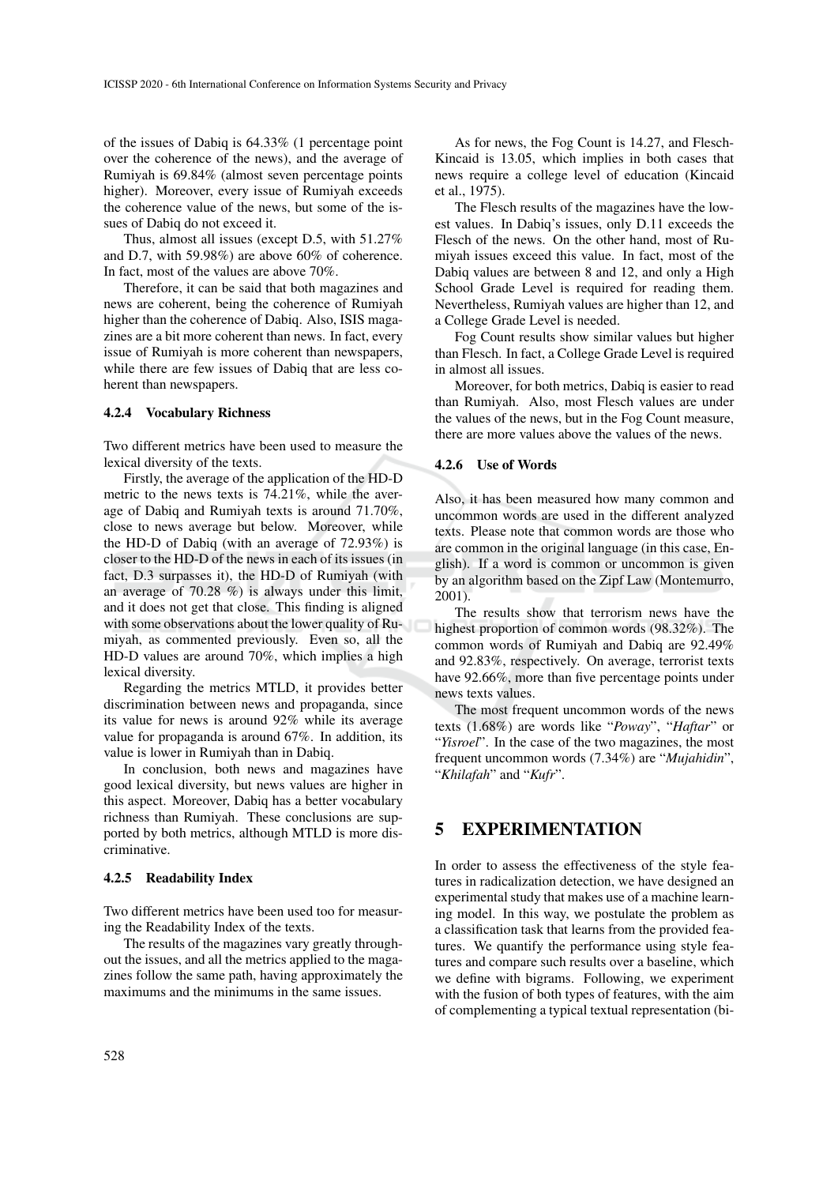of the issues of Dabiq is 64.33% (1 percentage point over the coherence of the news), and the average of Rumiyah is 69.84% (almost seven percentage points higher). Moreover, every issue of Rumiyah exceeds the coherence value of the news, but some of the issues of Dabiq do not exceed it.

Thus, almost all issues (except D.5, with 51.27% and D.7, with 59.98%) are above 60% of coherence. In fact, most of the values are above 70%.

Therefore, it can be said that both magazines and news are coherent, being the coherence of Rumiyah higher than the coherence of Dabiq. Also, ISIS magazines are a bit more coherent than news. In fact, every issue of Rumiyah is more coherent than newspapers, while there are few issues of Dabiq that are less coherent than newspapers.

#### 4.2.4 Vocabulary Richness

Two different metrics have been used to measure the lexical diversity of the texts.

Firstly, the average of the application of the HD-D metric to the news texts is 74.21%, while the average of Dabiq and Rumiyah texts is around 71.70%, close to news average but below. Moreover, while the HD-D of Dabiq (with an average of 72.93%) is closer to the HD-D of the news in each of its issues (in fact, D.3 surpasses it), the HD-D of Rumiyah (with an average of 70.28 %) is always under this limit, and it does not get that close. This finding is aligned with some observations about the lower quality of Rumiyah, as commented previously. Even so, all the HD-D values are around 70%, which implies a high lexical diversity.

Regarding the metrics MTLD, it provides better discrimination between news and propaganda, since its value for news is around 92% while its average value for propaganda is around 67%. In addition, its value is lower in Rumiyah than in Dabiq.

In conclusion, both news and magazines have good lexical diversity, but news values are higher in this aspect. Moreover, Dabiq has a better vocabulary richness than Rumiyah. These conclusions are supported by both metrics, although MTLD is more discriminative.

#### 4.2.5 Readability Index

Two different metrics have been used too for measuring the Readability Index of the texts.

The results of the magazines vary greatly throughout the issues, and all the metrics applied to the magazines follow the same path, having approximately the maximums and the minimums in the same issues.

As for news, the Fog Count is 14.27, and Flesch-Kincaid is 13.05, which implies in both cases that news require a college level of education (Kincaid et al., 1975).

The Flesch results of the magazines have the lowest values. In Dabiq's issues, only D.11 exceeds the Flesch of the news. On the other hand, most of Rumiyah issues exceed this value. In fact, most of the Dabiq values are between 8 and 12, and only a High School Grade Level is required for reading them. Nevertheless, Rumiyah values are higher than 12, and a College Grade Level is needed.

Fog Count results show similar values but higher than Flesch. In fact, a College Grade Level is required in almost all issues.

Moreover, for both metrics, Dabiq is easier to read than Rumiyah. Also, most Flesch values are under the values of the news, but in the Fog Count measure, there are more values above the values of the news.

#### 4.2.6 Use of Words

Also, it has been measured how many common and uncommon words are used in the different analyzed texts. Please note that common words are those who are common in the original language (in this case, English). If a word is common or uncommon is given by an algorithm based on the Zipf Law (Montemurro, 2001).

The results show that terrorism news have the highest proportion of common words (98.32%). The common words of Rumiyah and Dabiq are 92.49% and 92.83%, respectively. On average, terrorist texts have 92.66%, more than five percentage points under news texts values.

The most frequent uncommon words of the news texts (1.68%) are words like "*Poway*", "*Haftar*" or "*Yisroel*". In the case of the two magazines, the most frequent uncommon words (7.34%) are "*Mujahidin*", "*Khilafah*" and "*Kufr*".

## 5 EXPERIMENTATION

In order to assess the effectiveness of the style features in radicalization detection, we have designed an experimental study that makes use of a machine learning model. In this way, we postulate the problem as a classification task that learns from the provided features. We quantify the performance using style features and compare such results over a baseline, which we define with bigrams. Following, we experiment with the fusion of both types of features, with the aim of complementing a typical textual representation (bi-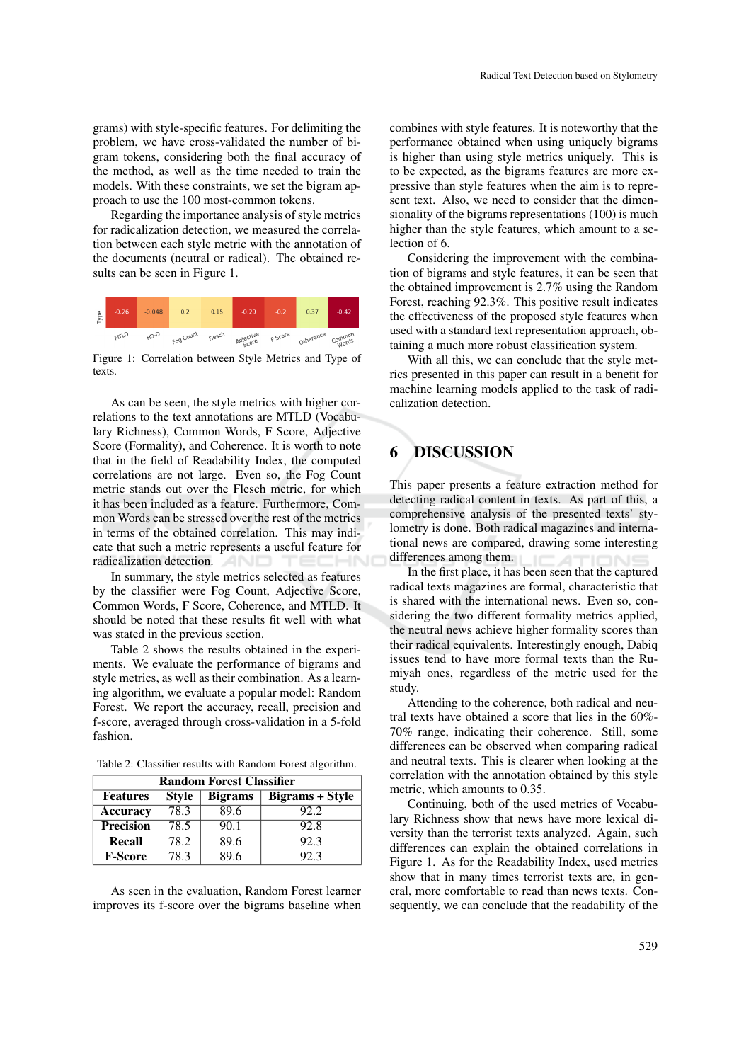grams) with style-specific features. For delimiting the problem, we have cross-validated the number of bigram tokens, considering both the final accuracy of the method, as well as the time needed to train the models. With these constraints, we set the bigram approach to use the 100 most-common tokens.

Regarding the importance analysis of style metrics for radicalization detection, we measured the correlation between each style metric with the annotation of the documents (neutral or radical). The obtained results can be seen in Figure 1.

| | MTLD | HD-D | Fog Count | Flesch | Adjective Score | F Score | Coherence | Common Words |
|---|---|---|---|---|---|---|---|---|
| Type | -0.26 | -0.048 | 0.2 | 0.15 | -0.29 | -0.2 | 0.37 | -0.42 |

Figure 1: Correlation between Style Metrics and Type of texts.

As can be seen, the style metrics with higher correlations to the text annotations are MTLD (Vocabulary Richness), Common Words, F Score, Adjective Score (Formality), and Coherence. It is worth to note that in the field of Readability Index, the computed correlations are not large. Even so, the Fog Count metric stands out over the Flesch metric, for which it has been included as a feature. Furthermore, Common Words can be stressed over the rest of the metrics in terms of the obtained correlation. This may indicate that such a metric represents a useful feature for radicalization detection.

In summary, the style metrics selected as features by the classifier were Fog Count, Adjective Score, Common Words, F Score, Coherence, and MTLD. It should be noted that these results fit well with what was stated in the previous section.

Table 2 shows the results obtained in the experiments. We evaluate the performance of bigrams and style metrics, as well as their combination. As a learning algorithm, we evaluate a popular model: Random Forest. We report the accuracy, recall, precision and f-score, averaged through cross-validation in a 5-fold fashion.

Table 2: Classifier results with Random Forest algorithm.

| Random Forest Classifier | | | |
|---|---|---|---|
| **Features** | **Style** | **Bigrams** | **Bigrams + Style** |
| **Accuracy** | 78.3 | 89.6 | 92.2 |
| **Precision** | 78.5 | 90.1 | 92.8 |
| **Recall** | 78.2 | 89.6 | 92.3 |
| **F-Score** | 78.3 | 89.6 | 92.3 |

As seen in the evaluation, Random Forest learner improves its f-score over the bigrams baseline when combines with style features. It is noteworthy that the performance obtained when using uniquely bigrams is higher than using style metrics uniquely. This is to be expected, as the bigrams features are more expressive than style features when the aim is to represent text. Also, we need to consider that the dimensionality of the bigrams representations (100) is much higher than the style features, which amount to a selection of 6.

Considering the improvement with the combination of bigrams and style features, it can be seen that the obtained improvement is 2.7% using the Random Forest, reaching 92.3%. This positive result indicates the effectiveness of the proposed style features when used with a standard text representation approach, obtaining a much more robust classification system.

With all this, we can conclude that the style metrics presented in this paper can result in a benefit for machine learning models applied to the task of radicalization detection.

## 6 DISCUSSION

This paper presents a feature extraction method for detecting radical content in texts. As part of this, a comprehensive analysis of the presented texts' stylometry is done. Both radical magazines and international news are compared, drawing some interesting differences among them.

In the first place, it has been seen that the captured radical texts magazines are formal, characteristic that is shared with the international news. Even so, considering the two different formality metrics applied, the neutral news achieve higher formality scores than their radical equivalents. Interestingly enough, Dabiq issues tend to have more formal texts than the Rumiyah ones, regardless of the metric used for the study.

Attending to the coherence, both radical and neutral texts have obtained a score that lies in the 60%-70% range, indicating their coherence. Still, some differences can be observed when comparing radical and neutral texts. This is clearer when looking at the correlation with the annotation obtained by this style metric, which amounts to 0.35.

Continuing, both of the used metrics of Vocabulary Richness show that news have more lexical diversity than the terrorist texts analyzed. Again, such differences can explain the obtained correlations in Figure 1. As for the Readability Index, used metrics show that in many times terrorist texts are, in general, more comfortable to read than news texts. Consequently, we can conclude that the readability of the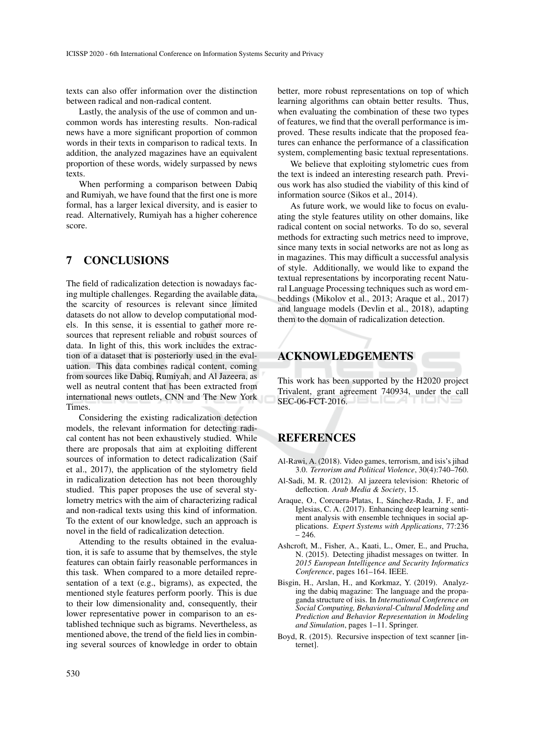texts can also offer information over the distinction between radical and non-radical content.

Lastly, the analysis of the use of common and uncommon words has interesting results. Non-radical news have a more significant proportion of common words in their texts in comparison to radical texts. In addition, the analyzed magazines have an equivalent proportion of these words, widely surpassed by news texts.

When performing a comparison between Dabiq and Rumiyah, we have found that the first one is more formal, has a larger lexical diversity, and is easier to read. Alternatively, Rumiyah has a higher coherence score.

## 7 CONCLUSIONS

The field of radicalization detection is nowadays facing multiple challenges. Regarding the available data, the scarcity of resources is relevant since limited datasets do not allow to develop computational models. In this sense, it is essential to gather more resources that represent reliable and robust sources of data. In light of this, this work includes the extraction of a dataset that is posteriorly used in the evaluation. This data combines radical content, coming from sources like Dabiq, Rumiyah, and Al Jazeera, as well as neutral content that has been extracted from international news outlets, CNN and The New York Times.

Considering the existing radicalization detection models, the relevant information for detecting radical content has not been exhaustively studied. While there are proposals that aim at exploiting different sources of information to detect radicalization (Saif et al., 2017), the application of the stylometry field in radicalization detection has not been thoroughly studied. This paper proposes the use of several stylometry metrics with the aim of characterizing radical and non-radical texts using this kind of information. To the extent of our knowledge, such an approach is novel in the field of radicalization detection.

Attending to the results obtained in the evaluation, it is safe to assume that by themselves, the style features can obtain fairly reasonable performances in this task. When compared to a more detailed representation of a text (e.g., bigrams), as expected, the mentioned style features perform poorly. This is due to their low dimensionality and, consequently, their lower representative power in comparison to an established technique such as bigrams. Nevertheless, as mentioned above, the trend of the field lies in combining several sources of knowledge in order to obtain better, more robust representations on top of which learning algorithms can obtain better results. Thus, when evaluating the combination of these two types of features, we find that the overall performance is improved. These results indicate that the proposed features can enhance the performance of a classification system, complementing basic textual representations.

We believe that exploiting stylometric cues from the text is indeed an interesting research path. Previous work has also studied the viability of this kind of information source (Sikos et al., 2014).

As future work, we would like to focus on evaluating the style features utility on other domains, like radical content on social networks. To do so, several methods for extracting such metrics need to improve, since many texts in social networks are not as long as in magazines. This may difficult a successful analysis of style. Additionally, we would like to expand the textual representations by incorporating recent Natural Language Processing techniques such as word embeddings (Mikolov et al., 2013; Araque et al., 2017) and language models (Devlin et al., 2018), adapting them to the domain of radicalization detection.

## ACKNOWLEDGEMENTS

This work has been supported by the H2020 project Trivalent, grant agreement 740934, under the call SEC-06-FCT-2016.

## REFERENCES

Al-Rawi, A. (2018). Video games, terrorism, and isis's jihad 3.0. *Terrorism and Political Violence*, 30(4):740–760.

Al-Sadi, M. R. (2012). Al jazeera television: Rhetoric of deflection. *Arab Media & Society*, 15.

Araque, O., Corcuera-Platas, I., Sánchez-Rada, J. F., and Iglesias, C. A. (2017). Enhancing deep learning sentiment analysis with ensemble techniques in social applications. *Expert Systems with Applications*, 77:236 – 246.

Ashcroft, M., Fisher, A., Kaati, L., Omer, E., and Prucha, N. (2015). Detecting jihadist messages on twitter. In *2015 European Intelligence and Security Informatics Conference*, pages 161–164. IEEE.

Bisgin, H., Arslan, H., and Korkmaz, Y. (2019). Analyzing the dabiq magazine: The language and the propaganda structure of isis. In *International Conference on Social Computing, Behavioral-Cultural Modeling and Prediction and Behavior Representation in Modeling and Simulation*, pages 1–11. Springer.

Boyd, R. (2015). Recursive inspection of text scanner [internet].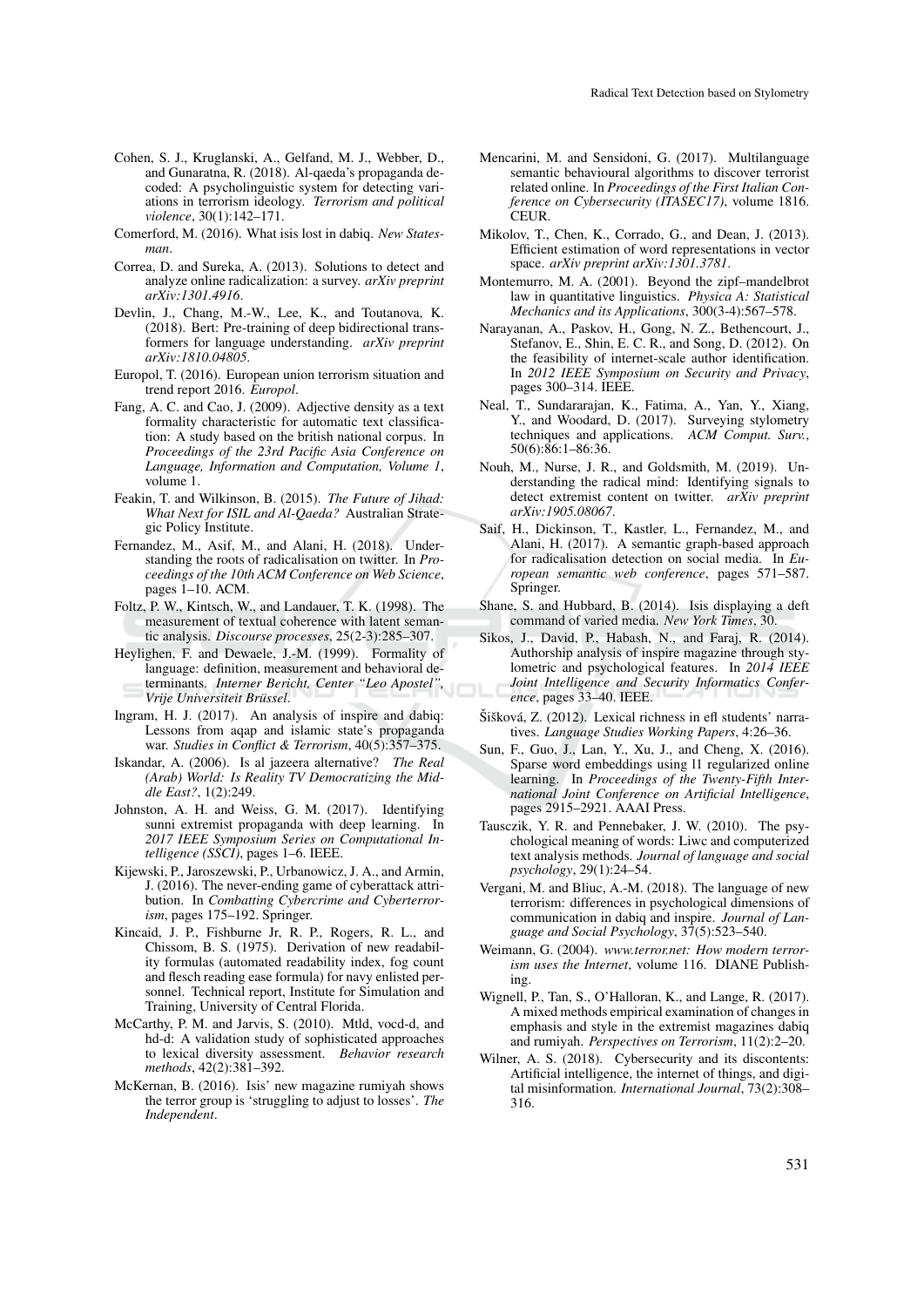Cohen, S. J., Kruglanski, A., Gelfand, M. J., Webber, D., and Gunaratna, R. (2018). Al-qaeda's propaganda decoded: A psycholinguistic system for detecting variations in terrorism ideology. *Terrorism and political violence*, 30(1):142–171.

Comerford, M. (2016). What isis lost in dabiq. *New Statesman*.

Correa, D. and Sureka, A. (2013). Solutions to detect and analyze online radicalization: a survey. *arXiv preprint arXiv:1301.4916*.

Devlin, J., Chang, M.-W., Lee, K., and Toutanova, K. (2018). Bert: Pre-training of deep bidirectional transformers for language understanding. *arXiv preprint arXiv:1810.04805*.

Europol, T. (2016). European union terrorism situation and trend report 2016. *Europol*.

Fang, A. C. and Cao, J. (2009). Adjective density as a text formality characteristic for automatic text classification: A study based on the british national corpus. In *Proceedings of the 23rd Pacific Asia Conference on Language, Information and Computation, Volume 1*, volume 1.

Feakin, T. and Wilkinson, B. (2015). *The Future of Jihad: What Next for ISIL and Al-Qaeda?* Australian Strategic Policy Institute.

Fernandez, M., Asif, M., and Alani, H. (2018). Understanding the roots of radicalisation on twitter. In *Proceedings of the 10th ACM Conference on Web Science*, pages 1–10. ACM.

Foltz, P. W., Kintsch, W., and Landauer, T. K. (1998). The measurement of textual coherence with latent semantic analysis. *Discourse processes*, 25(2-3):285–307.

Heylighen, F. and Dewaele, J.-M. (1999). Formality of language: definition, measurement and behavioral determinants. *Interner Bericht, Center "Leo Apostel", Vrije Universiteit Brüssel*.

Ingram, H. J. (2017). An analysis of inspire and dabiq: Lessons from aqap and islamic state's propaganda war. *Studies in Conflict & Terrorism*, 40(5):357–375.

Iskandar, A. (2006). Is al jazeera alternative? *The Real (Arab) World: Is Reality TV Democratizing the Middle East?*, 1(2):249.

Johnston, A. H. and Weiss, G. M. (2017). Identifying sunni extremist propaganda with deep learning. In *2017 IEEE Symposium Series on Computational Intelligence (SSCI)*, pages 1–6. IEEE.

Kijewski, P., Jaroszewski, P., Urbanowicz, J. A., and Armin, J. (2016). The never-ending game of cyberattack attribution. In *Combatting Cybercrime and Cyberterrorism*, pages 175–192. Springer.

Kincaid, J. P., Fishburne Jr, R. P., Rogers, R. L., and Chissom, B. S. (1975). Derivation of new readability formulas (automated readability index, fog count and flesch reading ease formula) for navy enlisted personnel. Technical report, Institute for Simulation and Training, University of Central Florida.

McCarthy, P. M. and Jarvis, S. (2010). Mtld, vocd-d, and hd-d: A validation study of sophisticated approaches to lexical diversity assessment. *Behavior research methods*, 42(2):381–392.

McKernan, B. (2016). Isis' new magazine rumiyah shows the terror group is 'struggling to adjust to losses'. *The Independent*.

Mencarini, M. and Sensidoni, G. (2017). Multilanguage semantic behavioural algorithms to discover terrorist related online. In *Proceedings of the First Italian Conference on Cybersecurity (ITASEC17)*, volume 1816. CEUR.

Mikolov, T., Chen, K., Corrado, G., and Dean, J. (2013). Efficient estimation of word representations in vector space. *arXiv preprint arXiv:1301.3781*.

Montemurro, M. A. (2001). Beyond the zipf–mandelbrot law in quantitative linguistics. *Physica A: Statistical Mechanics and its Applications*, 300(3-4):567–578.

Narayanan, A., Paskov, H., Gong, N. Z., Bethencourt, J., Stefanov, E., Shin, E. C. R., and Song, D. (2012). On the feasibility of internet-scale author identification. In *2012 IEEE Symposium on Security and Privacy*, pages 300–314. IEEE.

Neal, T., Sundararajan, K., Fatima, A., Yan, Y., Xiang, Y., and Woodard, D. (2017). Surveying stylometry techniques and applications. *ACM Comput. Surv.*, 50(6):86:1–86:36.

Nouh, M., Nurse, J. R., and Goldsmith, M. (2019). Understanding the radical mind: Identifying signals to detect extremist content on twitter. *arXiv preprint arXiv:1905.08067*.

Saif, H., Dickinson, T., Kastler, L., Fernandez, M., and Alani, H. (2017). A semantic graph-based approach for radicalisation detection on social media. In *European semantic web conference*, pages 571–587. Springer.

Shane, S. and Hubbard, B. (2014). Isis displaying a deft command of varied media. *New York Times*, 30.

Sikos, J., David, P., Habash, N., and Faraj, R. (2014). Authorship analysis of inspire magazine through stylometric and psychological features. In *2014 IEEE Joint Intelligence and Security Informatics Conference*, pages 33–40. IEEE.

Šišková, Z. (2012). Lexical richness in efl students' narratives. *Language Studies Working Papers*, 4:26–36.

Sun, F., Guo, J., Lan, Y., Xu, J., and Cheng, X. (2016). Sparse word embeddings using l1 regularized online learning. In *Proceedings of the Twenty-Fifth International Joint Conference on Artificial Intelligence*, pages 2915–2921. AAAI Press.

Tausczik, Y. R. and Pennebaker, J. W. (2010). The psychological meaning of words: Liwc and computerized text analysis methods. *Journal of language and social psychology*, 29(1):24–54.

Vergani, M. and Bliuc, A.-M. (2018). The language of new terrorism: differences in psychological dimensions of communication in dabiq and inspire. *Journal of Language and Social Psychology*, 37(5):523–540.

Weimann, G. (2004). *www.terror.net: How modern terrorism uses the Internet*, volume 116. DIANE Publishing.

Wignell, P., Tan, S., O'Halloran, K., and Lange, R. (2017). A mixed methods empirical examination of changes in emphasis and style in the extremist magazines dabiq and rumiyah. *Perspectives on Terrorism*, 11(2):2–20.

Wilner, A. S. (2018). Cybersecurity and its discontents: Artificial intelligence, the internet of things, and digital misinformation. *International Journal*, 73(2):308–316.